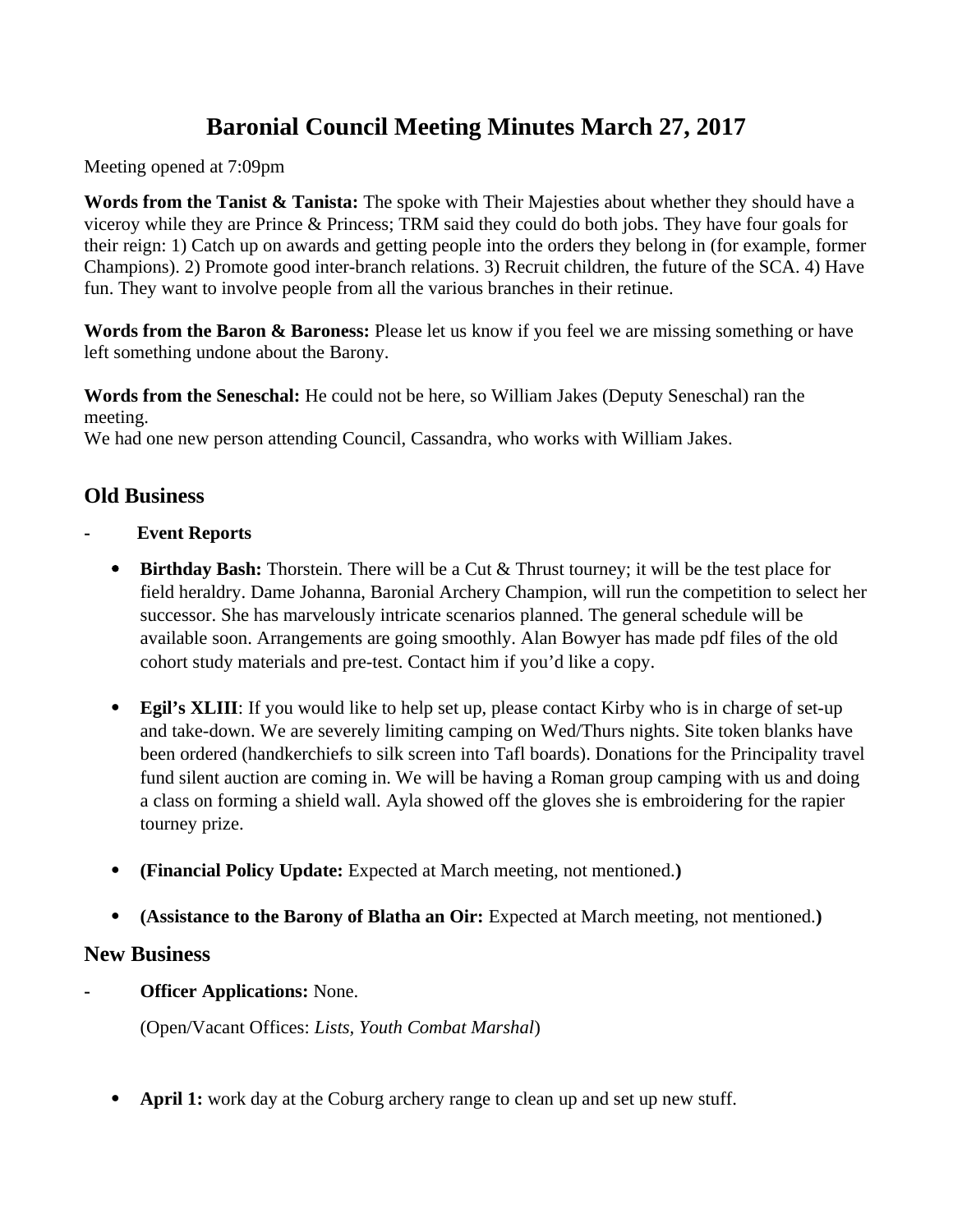# Baronial Council Meeting Minutes March 27, 2017

Meeting opened at 7:09pm

**Words from the Tanist & Tanista:** The spoke with Their Majesties about whether they should have a viceroy while they are Prince & Princess; TRM said they could do both jobs. They have four goals for their reign: 1) Catch up on awards and getting people into the orders they belong in (for example, former Champions). 2) Promote good inter-branch relations. 3) Recruit children, the future of the SCA. 4) Have fun. They want to involve people from all the various branches in their retinue.

**Words from the Baron & Baroness:** Please let us know if you feel we are missing something or have left something undone about the Barony.

**Words from the Seneschal:** He could not be here, so William Jakes (Deputy Seneschal) ran the meeting.
We had one new person attending Council, Cassandra, who works with William Jakes.

## Old Business

- **Event Reports**

  - **Birthday Bash:** Thorstein. There will be a Cut & Thrust tourney; it will be the test place for field heraldry. Dame Johanna, Baronial Archery Champion, will run the competition to select her successor. She has marvelously intricate scenarios planned. The general schedule will be available soon. Arrangements are going smoothly. Alan Bowyer has made pdf files of the old cohort study materials and pre-test. Contact him if you'd like a copy.

  - **Egil's XLIII**: If you would like to help set up, please contact Kirby who is in charge of set-up and take-down. We are severely limiting camping on Wed/Thurs nights. Site token blanks have been ordered (handkerchiefs to silk screen into Tafl boards). Donations for the Principality travel fund silent auction are coming in. We will be having a Roman group camping with us and doing a class on forming a shield wall. Ayla showed off the gloves she is embroidering for the rapier tourney prize.

  - **(Financial Policy Update:** Expected at March meeting, not mentioned.**)**

  - **(Assistance to the Barony of Blatha an Oir:** Expected at March meeting, not mentioned.**)**

## New Business

- **Officer Applications:** None.

  (Open/Vacant Offices: *Lists*, *Youth Combat Marshal*)

  - **April 1:** work day at the Coburg archery range to clean up and set up new stuff.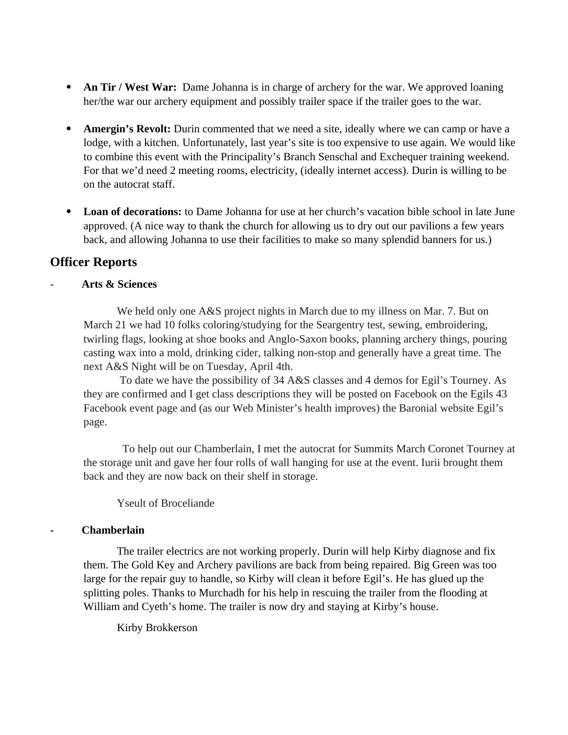- **An Tir / West War:** Dame Johanna is in charge of archery for the war. We approved loaning her/the war our archery equipment and possibly trailer space if the trailer goes to the war.

- **Amergin's Revolt:** Durin commented that we need a site, ideally where we can camp or have a lodge, with a kitchen. Unfortunately, last year's site is too expensive to use again. We would like to combine this event with the Principality's Branch Senschal and Exchequer training weekend. For that we'd need 2 meeting rooms, electricity, (ideally internet access). Durin is willing to be on the autocrat staff.

- **Loan of decorations:** to Dame Johanna for use at her church's vacation bible school in late June approved. (A nice way to thank the church for allowing us to dry out our pavilions a few years back, and allowing Johanna to use their facilities to make so many splendid banners for us.)

## Officer Reports

### - Arts & Sciences

We held only one A&S project nights in March due to my illness on Mar. 7. But on March 21 we had 10 folks coloring/studying for the Seargentry test, sewing, embroidering, twirling flags, looking at shoe books and Anglo-Saxon books, planning archery things, pouring casting wax into a mold, drinking cider, talking non-stop and generally have a great time. The next A&S Night will be on Tuesday, April 4th.

To date we have the possibility of 34 A&S classes and 4 demos for Egil's Tourney. As they are confirmed and I get class descriptions they will be posted on Facebook on the Egils 43 Facebook event page and (as our Web Minister's health improves) the Baronial website Egil's page.

To help out our Chamberlain, I met the autocrat for Summits March Coronet Tourney at the storage unit and gave her four rolls of wall hanging for use at the event. Iurii brought them back and they are now back on their shelf in storage.

Yseult of Broceliande

### - Chamberlain

The trailer electrics are not working properly. Durin will help Kirby diagnose and fix them. The Gold Key and Archery pavilions are back from being repaired. Big Green was too large for the repair guy to handle, so Kirby will clean it before Egil's. He has glued up the splitting poles. Thanks to Murchadh for his help in rescuing the trailer from the flooding at William and Cyeth's home. The trailer is now dry and staying at Kirby's house.

Kirby Brokkerson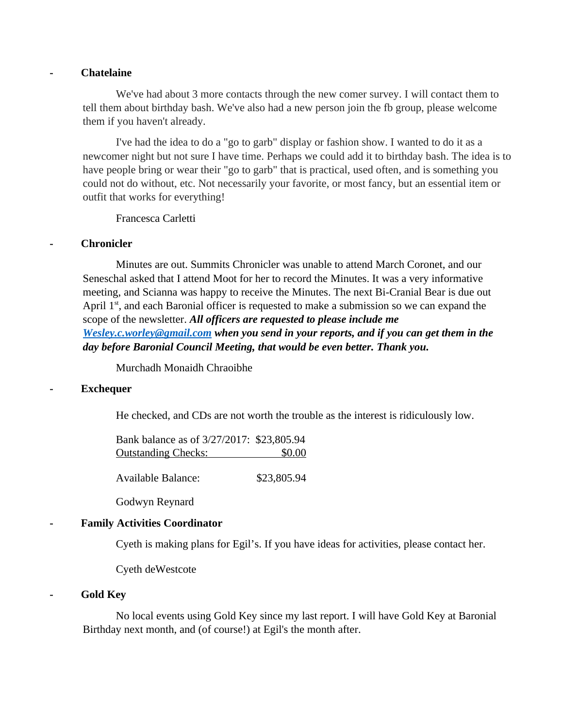- **Chatelaine**

We've had about 3 more contacts through the new comer survey. I will contact them to tell them about birthday bash. We've also had a new person join the fb group, please welcome them if you haven't already.

I've had the idea to do a "go to garb" display or fashion show. I wanted to do it as a newcomer night but not sure I have time. Perhaps we could add it to birthday bash. The idea is to have people bring or wear their "go to garb" that is practical, used often, and is something you could not do without, etc. Not necessarily your favorite, or most fancy, but an essential item or outfit that works for everything!

Francesca Carletti

- **Chronicler**

Minutes are out. Summits Chronicler was unable to attend March Coronet, and our Seneschal asked that I attend Moot for her to record the Minutes. It was a very informative meeting, and Scianna was happy to receive the Minutes. The next Bi-Cranial Bear is due out April 1st, and each Baronial officer is requested to make a submission so we can expand the scope of the newsletter. ***All officers are requested to please include me [Wesley.c.worley@gmail.com](mailto:Wesley.c.worley@gmail.com) when you send in your reports, and if you can get them in the day before Baronial Council Meeting, that would be even better. Thank you.***

Murchadh Monaidh Chraoibhe

- **Exchequer**

He checked, and CDs are not worth the trouble as the interest is ridiculously low.

| | |
|---|---|
| Bank balance as of 3/27/2017: | $23,805.94 |
| Outstanding Checks: | $0.00 |
| Available Balance: | $23,805.94 |

Godwyn Reynard

- **Family Activities Coordinator**

Cyeth is making plans for Egil's. If you have ideas for activities, please contact her.

Cyeth deWestcote

- **Gold Key**

No local events using Gold Key since my last report. I will have Gold Key at Baronial Birthday next month, and (of course!) at Egil's the month after.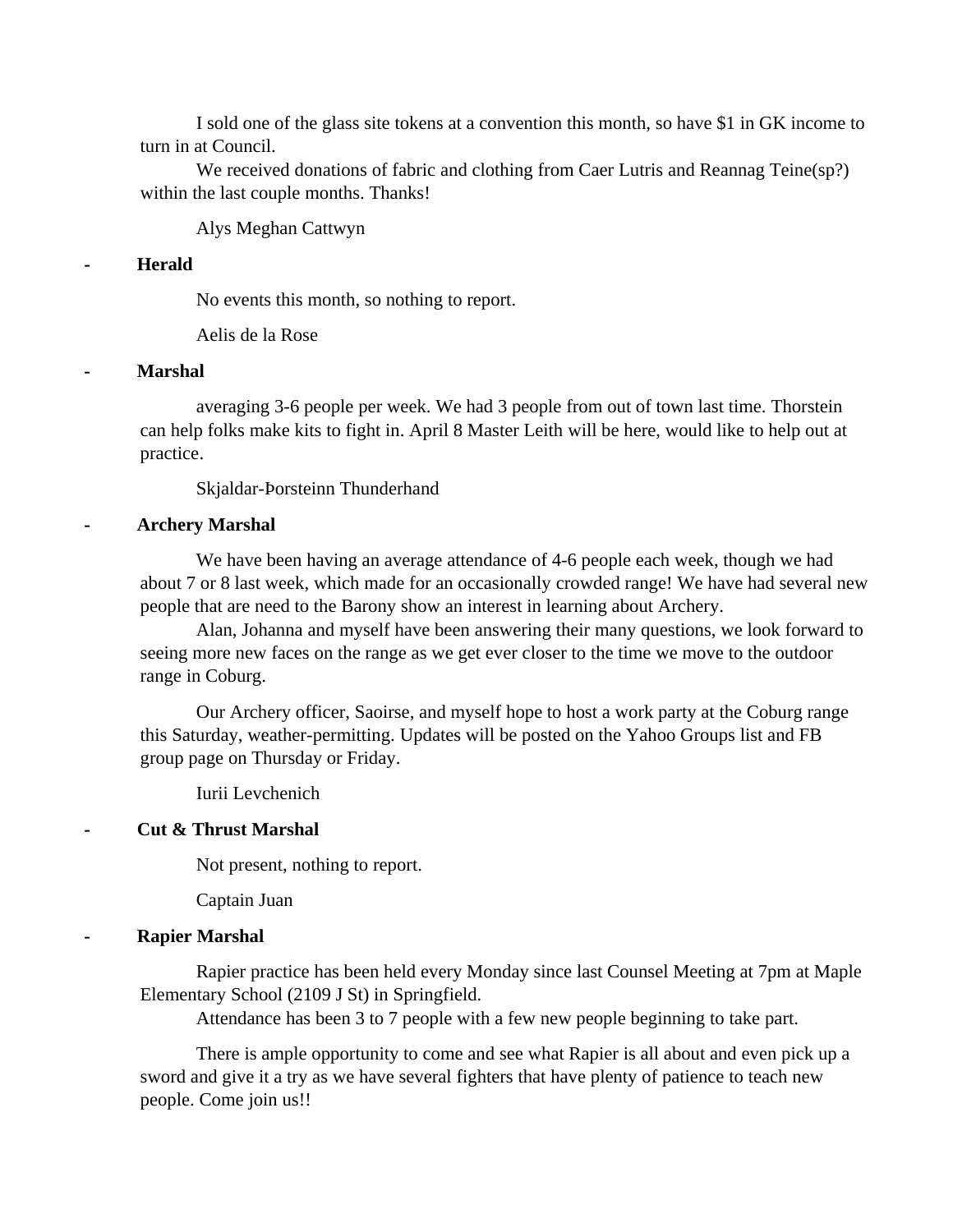I sold one of the glass site tokens at a convention this month, so have $1 in GK income to turn in at Council.

We received donations of fabric and clothing from Caer Lutris and Reannag Teine(sp?) within the last couple months. Thanks!

Alys Meghan Cattwyn

- **Herald**

No events this month, so nothing to report.

Aelis de la Rose

- **Marshal**

averaging 3-6 people per week. We had 3 people from out of town last time. Thorstein can help folks make kits to fight in. April 8 Master Leith will be here, would like to help out at practice.

Skjaldar-Þorsteinn Thunderhand

- **Archery Marshal**

We have been having an average attendance of 4-6 people each week, though we had about 7 or 8 last week, which made for an occasionally crowded range! We have had several new people that are need to the Barony show an interest in learning about Archery.

Alan, Johanna and myself have been answering their many questions, we look forward to seeing more new faces on the range as we get ever closer to the time we move to the outdoor range in Coburg.

Our Archery officer, Saoirse, and myself hope to host a work party at the Coburg range this Saturday, weather-permitting. Updates will be posted on the Yahoo Groups list and FB group page on Thursday or Friday.

Iurii Levchenich

- **Cut & Thrust Marshal**

Not present, nothing to report.

Captain Juan

- **Rapier Marshal**

Rapier practice has been held every Monday since last Counsel Meeting at 7pm at Maple Elementary School (2109 J St) in Springfield.

Attendance has been 3 to 7 people with a few new people beginning to take part.

There is ample opportunity to come and see what Rapier is all about and even pick up a sword and give it a try as we have several fighters that have plenty of patience to teach new people. Come join us!!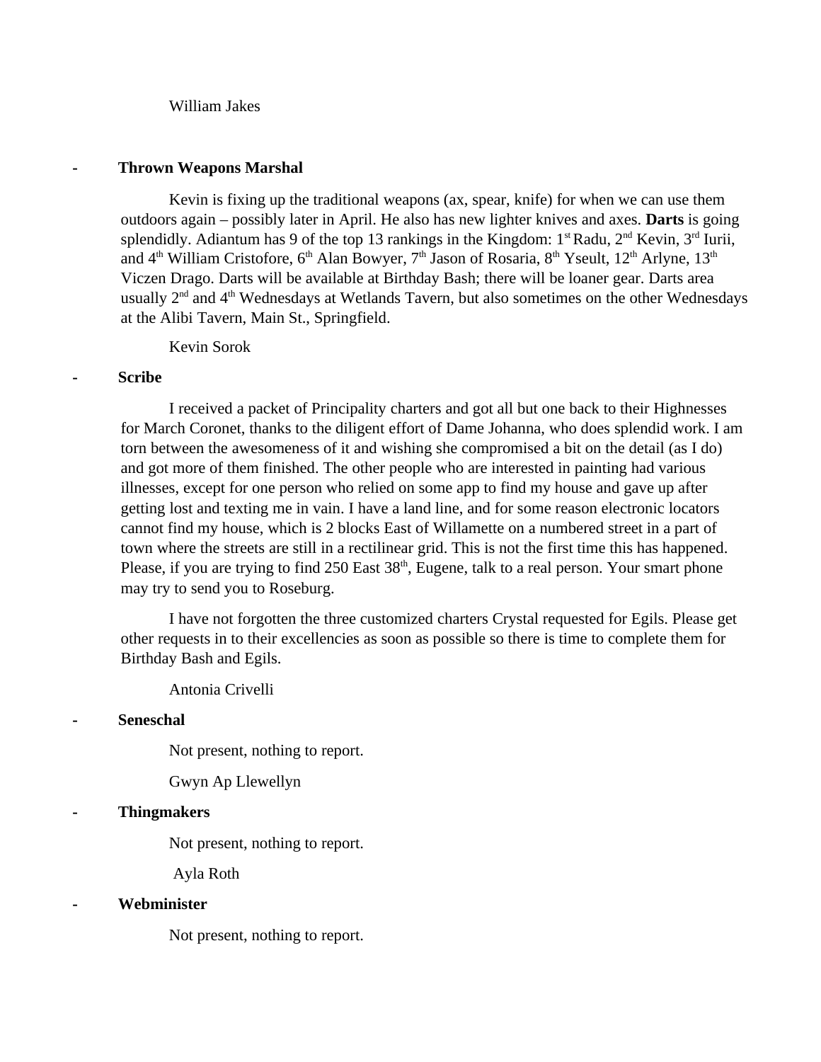William Jakes

- **Thrown Weapons Marshal**

Kevin is fixing up the traditional weapons (ax, spear, knife) for when we can use them outdoors again – possibly later in April. He also has new lighter knives and axes. **Darts** is going splendidly. Adiantum has 9 of the top 13 rankings in the Kingdom: 1st Radu, 2nd Kevin, 3rd Iurii, and 4th William Cristofore, 6th Alan Bowyer, 7th Jason of Rosaria, 8th Yseult, 12th Arlyne, 13th Viczen Drago. Darts will be available at Birthday Bash; there will be loaner gear. Darts area usually 2nd and 4th Wednesdays at Wetlands Tavern, but also sometimes on the other Wednesdays at the Alibi Tavern, Main St., Springfield.

Kevin Sorok

- **Scribe**

I received a packet of Principality charters and got all but one back to their Highnesses for March Coronet, thanks to the diligent effort of Dame Johanna, who does splendid work. I am torn between the awesomeness of it and wishing she compromised a bit on the detail (as I do) and got more of them finished. The other people who are interested in painting had various illnesses, except for one person who relied on some app to find my house and gave up after getting lost and texting me in vain. I have a land line, and for some reason electronic locators cannot find my house, which is 2 blocks East of Willamette on a numbered street in a part of town where the streets are still in a rectilinear grid. This is not the first time this has happened. Please, if you are trying to find 250 East 38th, Eugene, talk to a real person. Your smart phone may try to send you to Roseburg.

I have not forgotten the three customized charters Crystal requested for Egils. Please get other requests in to their excellencies as soon as possible so there is time to complete them for Birthday Bash and Egils.

Antonia Crivelli

- **Seneschal**

Not present, nothing to report.

Gwyn Ap Llewellyn

- **Thingmakers**

Not present, nothing to report.

Ayla Roth

- **Webminister**

Not present, nothing to report.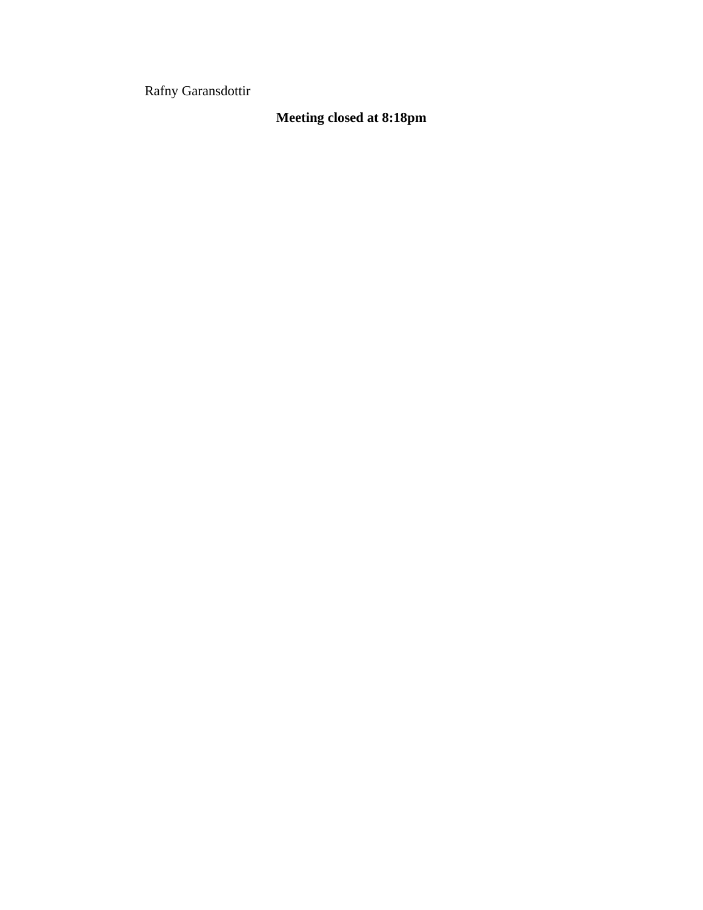Rafny Garansdottir

**Meeting closed at 8:18pm**